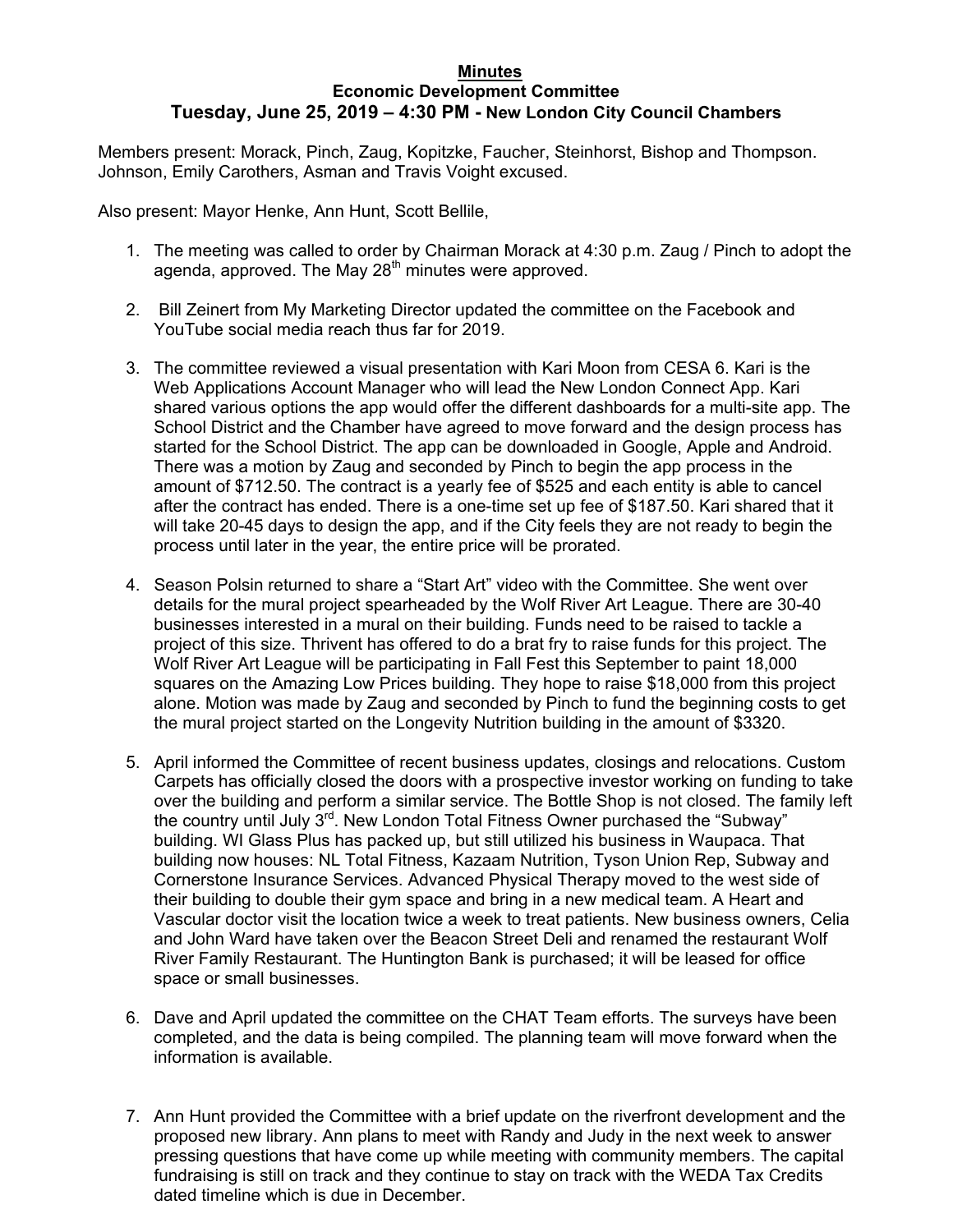# Minutes

## Economic Development Committee

## Tuesday, June 25, 2019 – 4:30 PM - New London City Council Chambers

Members present: Morack, Pinch, Zaug, Kopitzke, Faucher, Steinhorst, Bishop and Thompson. Johnson, Emily Carothers, Asman and Travis Voight excused.

Also present: Mayor Henke, Ann Hunt, Scott Bellile,

1. The meeting was called to order by Chairman Morack at 4:30 p.m. Zaug / Pinch to adopt the agenda, approved. The May 28th minutes were approved.

2. Bill Zeinert from My Marketing Director updated the committee on the Facebook and YouTube social media reach thus far for 2019.

3. The committee reviewed a visual presentation with Kari Moon from CESA 6. Kari is the Web Applications Account Manager who will lead the New London Connect App. Kari shared various options the app would offer the different dashboards for a multi-site app. The School District and the Chamber have agreed to move forward and the design process has started for the School District. The app can be downloaded in Google, Apple and Android. There was a motion by Zaug and seconded by Pinch to begin the app process in the amount of $712.50. The contract is a yearly fee of $525 and each entity is able to cancel after the contract has ended. There is a one-time set up fee of $187.50. Kari shared that it will take 20-45 days to design the app, and if the City feels they are not ready to begin the process until later in the year, the entire price will be prorated.

4. Season Polsin returned to share a "Start Art" video with the Committee. She went over details for the mural project spearheaded by the Wolf River Art League. There are 30-40 businesses interested in a mural on their building. Funds need to be raised to tackle a project of this size. Thrivent has offered to do a brat fry to raise funds for this project. The Wolf River Art League will be participating in Fall Fest this September to paint 18,000 squares on the Amazing Low Prices building. They hope to raise $18,000 from this project alone. Motion was made by Zaug and seconded by Pinch to fund the beginning costs to get the mural project started on the Longevity Nutrition building in the amount of $3320.

5. April informed the Committee of recent business updates, closings and relocations. Custom Carpets has officially closed the doors with a prospective investor working on funding to take over the building and perform a similar service. The Bottle Shop is not closed. The family left the country until July 3rd. New London Total Fitness Owner purchased the "Subway" building. WI Glass Plus has packed up, but still utilized his business in Waupaca. That building now houses: NL Total Fitness, Kazaam Nutrition, Tyson Union Rep, Subway and Cornerstone Insurance Services. Advanced Physical Therapy moved to the west side of their building to double their gym space and bring in a new medical team. A Heart and Vascular doctor visit the location twice a week to treat patients. New business owners, Celia and John Ward have taken over the Beacon Street Deli and renamed the restaurant Wolf River Family Restaurant. The Huntington Bank is purchased; it will be leased for office space or small businesses.

6. Dave and April updated the committee on the CHAT Team efforts. The surveys have been completed, and the data is being compiled. The planning team will move forward when the information is available.

7. Ann Hunt provided the Committee with a brief update on the riverfront development and the proposed new library. Ann plans to meet with Randy and Judy in the next week to answer pressing questions that have come up while meeting with community members. The capital fundraising is still on track and they continue to stay on track with the WEDA Tax Credits dated timeline which is due in December.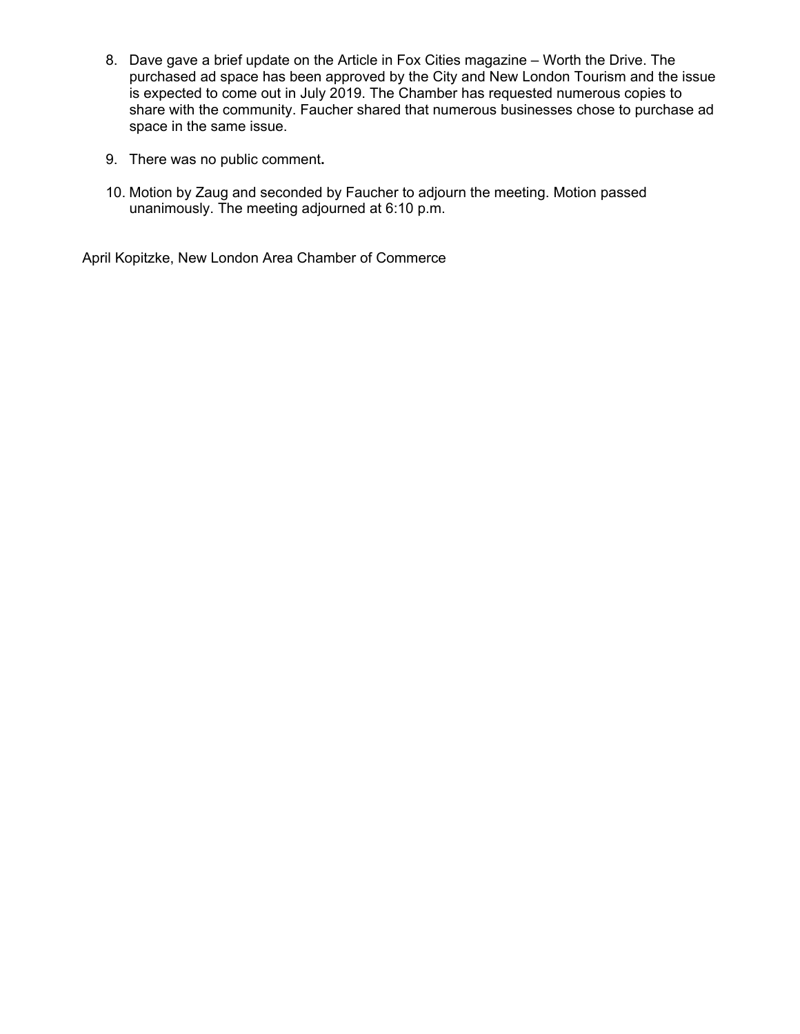8. Dave gave a brief update on the Article in Fox Cities magazine – Worth the Drive. The purchased ad space has been approved by the City and New London Tourism and the issue is expected to come out in July 2019. The Chamber has requested numerous copies to share with the community. Faucher shared that numerous businesses chose to purchase ad space in the same issue.

9. There was no public comment**.**

10. Motion by Zaug and seconded by Faucher to adjourn the meeting. Motion passed unanimously. The meeting adjourned at 6:10 p.m.

April Kopitzke, New London Area Chamber of Commerce